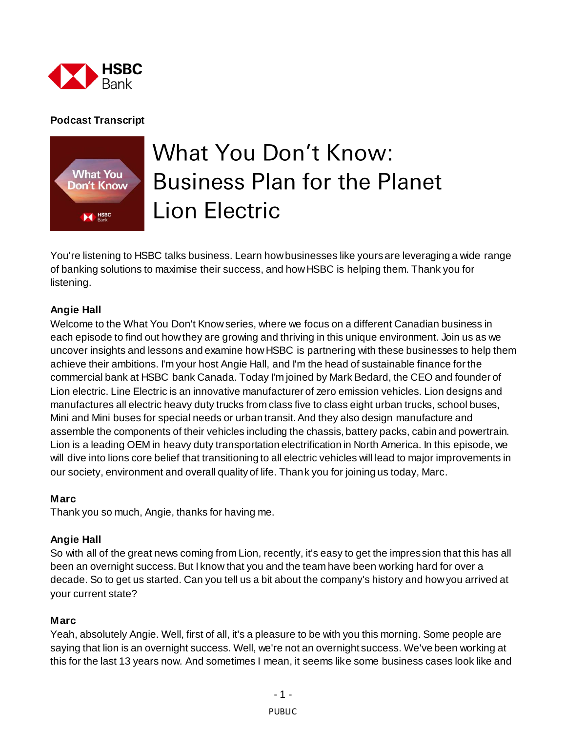**Podcast Transcript**

# What You Don't Know: Business Plan for the Planet Lion Electric

You're listening to HSBC talks business. Learn how businesses like yours are leveraging a wide range of banking solutions to maximise their success, and how HSBC is helping them. Thank you for listening.

**Angie Hall**
Welcome to the What You Don't Know series, where we focus on a different Canadian business in each episode to find out how they are growing and thriving in this unique environment. Join us as we uncover insights and lessons and examine how HSBC is partnering with these businesses to help them achieve their ambitions. I'm your host Angie Hall, and I'm the head of sustainable finance for the commercial bank at HSBC bank Canada. Today I'm joined by Mark Bedard, the CEO and founder of Lion electric. Line Electric is an innovative manufacturer of zero emission vehicles. Lion designs and manufactures all electric heavy duty trucks from class five to class eight urban trucks, school buses, Mini and Mini buses for special needs or urban transit. And they also design manufacture and assemble the components of their vehicles including the chassis, battery packs, cabin and powertrain. Lion is a leading OEM in heavy duty transportation electrification in North America. In this episode, we will dive into lions core belief that transitioning to all electric vehicles will lead to major improvements in our society, environment and overall quality of life. Thank you for joining us today, Marc.

**Marc**
Thank you so much, Angie, thanks for having me.

**Angie Hall**
So with all of the great news coming from Lion, recently, it's easy to get the impression that this has all been an overnight success. But I know that you and the team have been working hard for over a decade. So to get us started. Can you tell us a bit about the company's history and how you arrived at your current state?

**Marc**
Yeah, absolutely Angie. Well, first of all, it's a pleasure to be with you this morning. Some people are saying that lion is an overnight success. Well, we're not an overnight success. We've been working at this for the last 13 years now. And sometimes I mean, it seems like some business cases look like and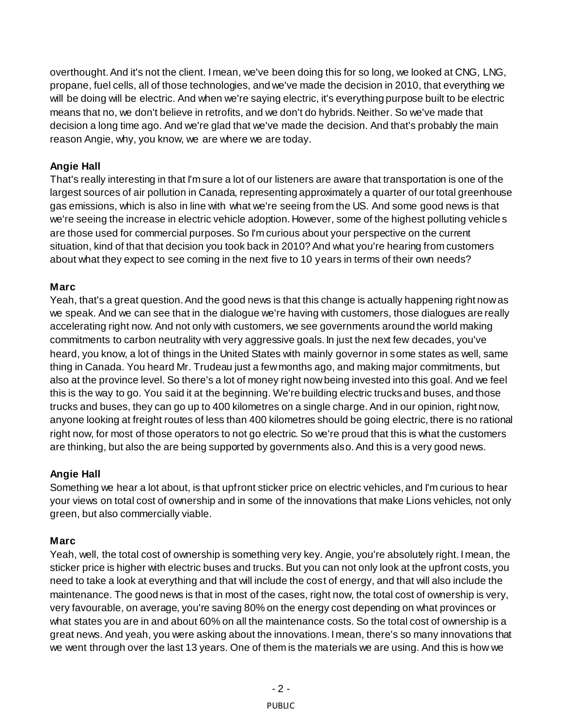overthought. And it's not the client. I mean, we've been doing this for so long, we looked at CNG, LNG, propane, fuel cells, all of those technologies, and we've made the decision in 2010, that everything we will be doing will be electric. And when we're saying electric, it's everything purpose built to be electric means that no, we don't believe in retrofits, and we don't do hybrids. Neither. So we've made that decision a long time ago. And we're glad that we've made the decision. And that's probably the main reason Angie, why, you know, we are where we are today.

**Angie Hall**
That's really interesting in that I'm sure a lot of our listeners are aware that transportation is one of the largest sources of air pollution in Canada, representing approximately a quarter of our total greenhouse gas emissions, which is also in line with what we're seeing from the US. And some good news is that we're seeing the increase in electric vehicle adoption. However, some of the highest polluting vehicles are those used for commercial purposes. So I'm curious about your perspective on the current situation, kind of that that decision you took back in 2010? And what you're hearing from customers about what they expect to see coming in the next five to 10 years in terms of their own needs?

**Marc**
Yeah, that's a great question. And the good news is that this change is actually happening right now as we speak. And we can see that in the dialogue we're having with customers, those dialogues are really accelerating right now. And not only with customers, we see governments around the world making commitments to carbon neutrality with very aggressive goals. In just the next few decades, you've heard, you know, a lot of things in the United States with mainly governor in some states as well, same thing in Canada. You heard Mr. Trudeau just a few months ago, and making major commitments, but also at the province level. So there's a lot of money right now being invested into this goal. And we feel this is the way to go. You said it at the beginning. We're building electric trucks and buses, and those trucks and buses, they can go up to 400 kilometres on a single charge. And in our opinion, right now, anyone looking at freight routes of less than 400 kilometres should be going electric, there is no rational right now, for most of those operators to not go electric. So we're proud that this is what the customers are thinking, but also the are being supported by governments also. And this is a very good news.

**Angie Hall**
Something we hear a lot about, is that upfront sticker price on electric vehicles, and I'm curious to hear your views on total cost of ownership and in some of the innovations that make Lions vehicles, not only green, but also commercially viable.

**Marc**
Yeah, well, the total cost of ownership is something very key. Angie, you're absolutely right. I mean, the sticker price is higher with electric buses and trucks. But you can not only look at the upfront costs, you need to take a look at everything and that will include the cost of energy, and that will also include the maintenance. The good news is that in most of the cases, right now, the total cost of ownership is very, very favourable, on average, you're saving 80% on the energy cost depending on what provinces or what states you are in and about 60% on all the maintenance costs. So the total cost of ownership is a great news. And yeah, you were asking about the innovations. I mean, there's so many innovations that we went through over the last 13 years. One of them is the materials we are using. And this is how we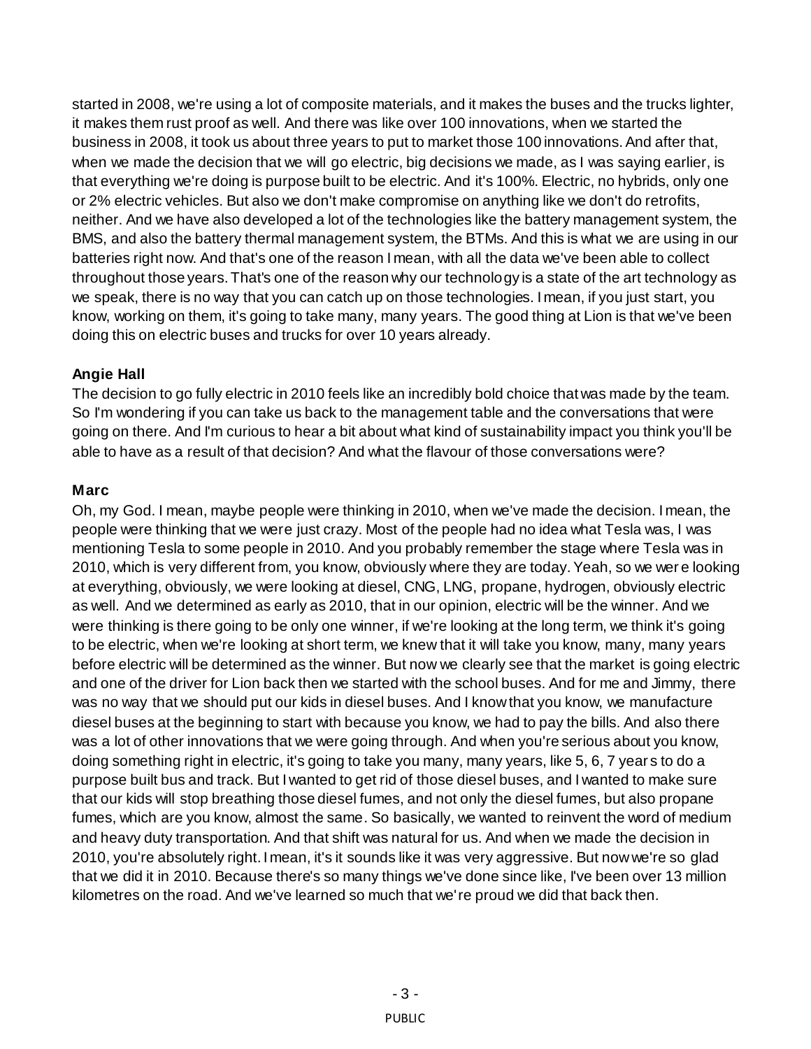started in 2008, we're using a lot of composite materials, and it makes the buses and the trucks lighter, it makes them rust proof as well. And there was like over 100 innovations, when we started the business in 2008, it took us about three years to put to market those 100 innovations. And after that, when we made the decision that we will go electric, big decisions we made, as I was saying earlier, is that everything we're doing is purpose built to be electric. And it's 100%. Electric, no hybrids, only one or 2% electric vehicles. But also we don't make compromise on anything like we don't do retrofits, neither. And we have also developed a lot of the technologies like the battery management system, the BMS, and also the battery thermal management system, the BTMs. And this is what we are using in our batteries right now. And that's one of the reason I mean, with all the data we've been able to collect throughout those years. That's one of the reason why our technology is a state of the art technology as we speak, there is no way that you can catch up on those technologies. I mean, if you just start, you know, working on them, it's going to take many, many years. The good thing at Lion is that we've been doing this on electric buses and trucks for over 10 years already.

**Angie Hall**
The decision to go fully electric in 2010 feels like an incredibly bold choice that was made by the team. So I'm wondering if you can take us back to the management table and the conversations that were going on there. And I'm curious to hear a bit about what kind of sustainability impact you think you'll be able to have as a result of that decision? And what the flavour of those conversations were?

**Marc**
Oh, my God. I mean, maybe people were thinking in 2010, when we've made the decision. I mean, the people were thinking that we were just crazy. Most of the people had no idea what Tesla was, I was mentioning Tesla to some people in 2010. And you probably remember the stage where Tesla was in 2010, which is very different from, you know, obviously where they are today. Yeah, so we were looking at everything, obviously, we were looking at diesel, CNG, LNG, propane, hydrogen, obviously electric as well. And we determined as early as 2010, that in our opinion, electric will be the winner. And we were thinking is there going to be only one winner, if we're looking at the long term, we think it's going to be electric, when we're looking at short term, we knew that it will take you know, many, many years before electric will be determined as the winner. But now we clearly see that the market is going electric and one of the driver for Lion back then we started with the school buses. And for me and Jimmy, there was no way that we should put our kids in diesel buses. And I know that you know, we manufacture diesel buses at the beginning to start with because you know, we had to pay the bills. And also there was a lot of other innovations that we were going through. And when you're serious about you know, doing something right in electric, it's going to take you many, many years, like 5, 6, 7 years to do a purpose built bus and track. But I wanted to get rid of those diesel buses, and I wanted to make sure that our kids will stop breathing those diesel fumes, and not only the diesel fumes, but also propane fumes, which are you know, almost the same. So basically, we wanted to reinvent the word of medium and heavy duty transportation. And that shift was natural for us. And when we made the decision in 2010, you're absolutely right. I mean, it's it sounds like it was very aggressive. But now we're so glad that we did it in 2010. Because there's so many things we've done since like, I've been over 13 million kilometres on the road. And we've learned so much that we're proud we did that back then.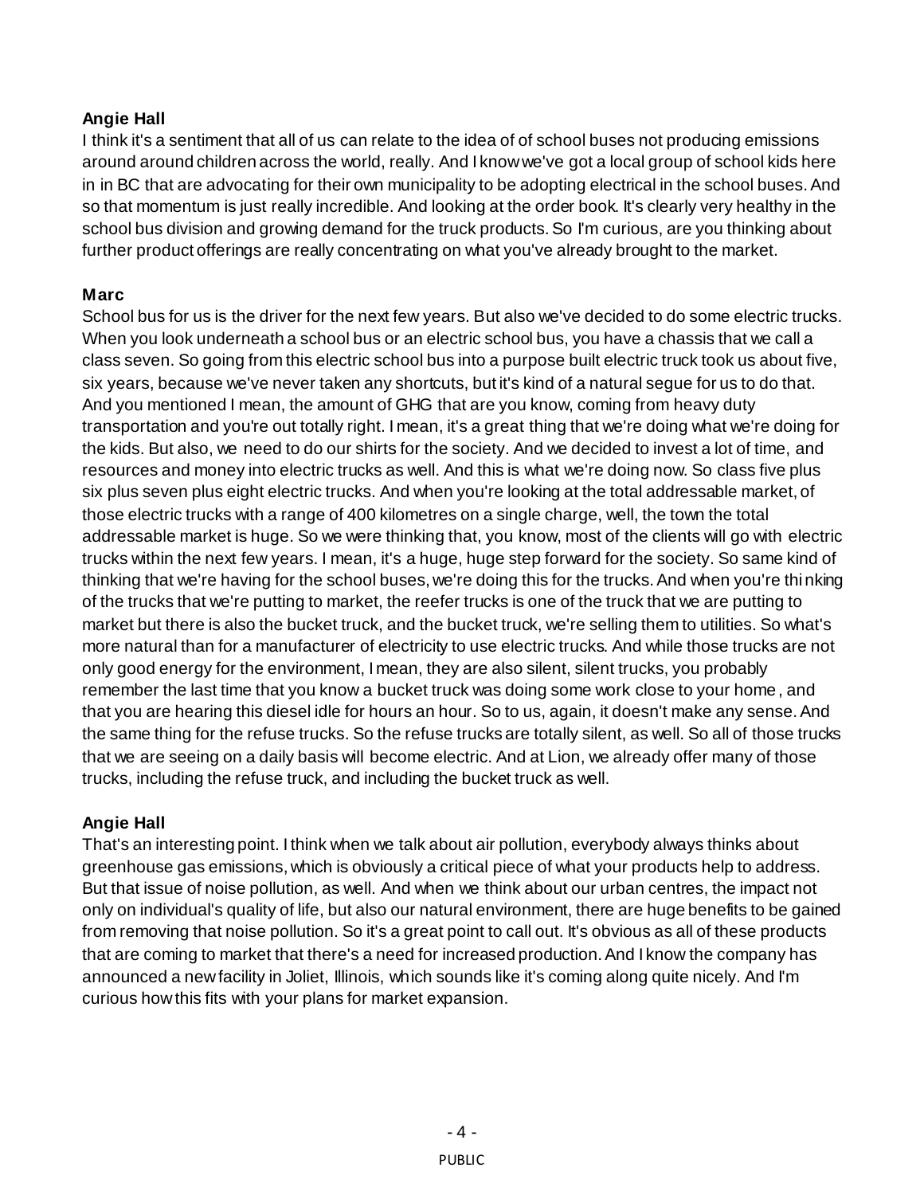**Angie Hall**
I think it's a sentiment that all of us can relate to the idea of of school buses not producing emissions around around children across the world, really. And I know we've got a local group of school kids here in in BC that are advocating for their own municipality to be adopting electrical in the school buses. And so that momentum is just really incredible. And looking at the order book. It's clearly very healthy in the school bus division and growing demand for the truck products. So I'm curious, are you thinking about further product offerings are really concentrating on what you've already brought to the market.

**Marc**
School bus for us is the driver for the next few years. But also we've decided to do some electric trucks. When you look underneath a school bus or an electric school bus, you have a chassis that we call a class seven. So going from this electric school bus into a purpose built electric truck took us about five, six years, because we've never taken any shortcuts, but it's kind of a natural segue for us to do that. And you mentioned I mean, the amount of GHG that are you know, coming from heavy duty transportation and you're out totally right. I mean, it's a great thing that we're doing what we're doing for the kids. But also, we need to do our shirts for the society. And we decided to invest a lot of time, and resources and money into electric trucks as well. And this is what we're doing now. So class five plus six plus seven plus eight electric trucks. And when you're looking at the total addressable market, of those electric trucks with a range of 400 kilometres on a single charge, well, the town the total addressable market is huge. So we were thinking that, you know, most of the clients will go with electric trucks within the next few years. I mean, it's a huge, huge step forward for the society. So same kind of thinking that we're having for the school buses, we're doing this for the trucks. And when you're thinking of the trucks that we're putting to market, the reefer trucks is one of the truck that we are putting to market but there is also the bucket truck, and the bucket truck, we're selling them to utilities. So what's more natural than for a manufacturer of electricity to use electric trucks. And while those trucks are not only good energy for the environment, I mean, they are also silent, silent trucks, you probably remember the last time that you know a bucket truck was doing some work close to your home, and that you are hearing this diesel idle for hours an hour. So to us, again, it doesn't make any sense. And the same thing for the refuse trucks. So the refuse trucks are totally silent, as well. So all of those trucks that we are seeing on a daily basis will become electric. And at Lion, we already offer many of those trucks, including the refuse truck, and including the bucket truck as well.

**Angie Hall**
That's an interesting point. I think when we talk about air pollution, everybody always thinks about greenhouse gas emissions, which is obviously a critical piece of what your products help to address. But that issue of noise pollution, as well. And when we think about our urban centres, the impact not only on individual's quality of life, but also our natural environment, there are huge benefits to be gained from removing that noise pollution. So it's a great point to call out. It's obvious as all of these products that are coming to market that there's a need for increased production. And I know the company has announced a new facility in Joliet, Illinois, which sounds like it's coming along quite nicely. And I'm curious how this fits with your plans for market expansion.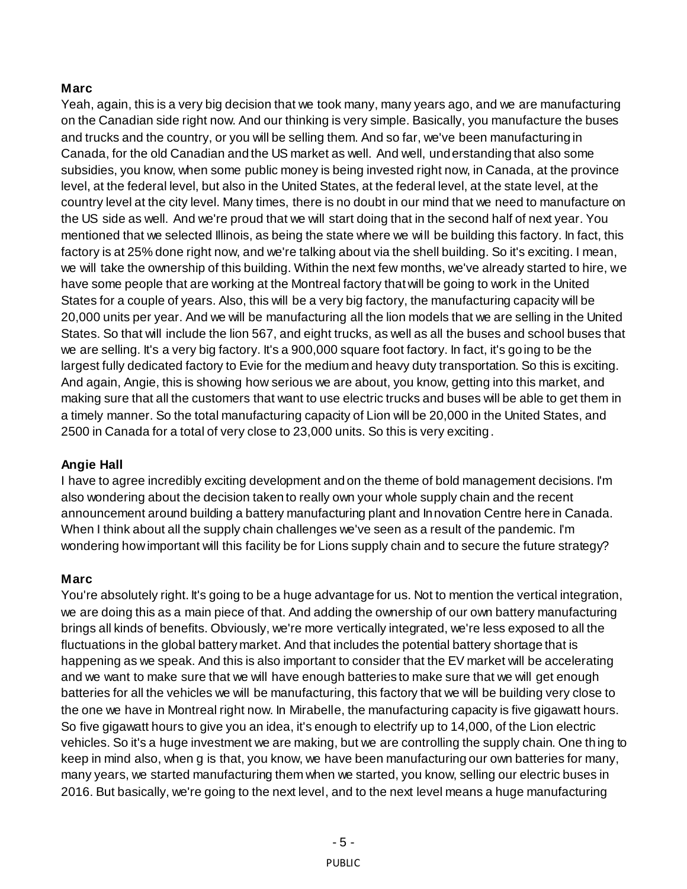**Marc**

Yeah, again, this is a very big decision that we took many, many years ago, and we are manufacturing on the Canadian side right now. And our thinking is very simple. Basically, you manufacture the buses and trucks and the country, or you will be selling them. And so far, we've been manufacturing in Canada, for the old Canadian and the US market as well. And well, understanding that also some subsidies, you know, when some public money is being invested right now, in Canada, at the province level, at the federal level, but also in the United States, at the federal level, at the state level, at the country level at the city level. Many times, there is no doubt in our mind that we need to manufacture on the US side as well. And we're proud that we will start doing that in the second half of next year. You mentioned that we selected Illinois, as being the state where we will be building this factory. In fact, this factory is at 25% done right now, and we're talking about via the shell building. So it's exciting. I mean, we will take the ownership of this building. Within the next few months, we've already started to hire, we have some people that are working at the Montreal factory that will be going to work in the United States for a couple of years. Also, this will be a very big factory, the manufacturing capacity will be 20,000 units per year. And we will be manufacturing all the lion models that we are selling in the United States. So that will include the lion 567, and eight trucks, as well as all the buses and school buses that we are selling. It's a very big factory. It's a 900,000 square foot factory. In fact, it's going to be the largest fully dedicated factory to Evie for the medium and heavy duty transportation. So this is exciting. And again, Angie, this is showing how serious we are about, you know, getting into this market, and making sure that all the customers that want to use electric trucks and buses will be able to get them in a timely manner. So the total manufacturing capacity of Lion will be 20,000 in the United States, and 2500 in Canada for a total of very close to 23,000 units. So this is very exciting.

**Angie Hall**

I have to agree incredibly exciting development and on the theme of bold management decisions. I'm also wondering about the decision taken to really own your whole supply chain and the recent announcement around building a battery manufacturing plant and Innovation Centre here in Canada. When I think about all the supply chain challenges we've seen as a result of the pandemic. I'm wondering how important will this facility be for Lions supply chain and to secure the future strategy?

**Marc**

You're absolutely right. It's going to be a huge advantage for us. Not to mention the vertical integration, we are doing this as a main piece of that. And adding the ownership of our own battery manufacturing brings all kinds of benefits. Obviously, we're more vertically integrated, we're less exposed to all the fluctuations in the global battery market. And that includes the potential battery shortage that is happening as we speak. And this is also important to consider that the EV market will be accelerating and we want to make sure that we will have enough batteries to make sure that we will get enough batteries for all the vehicles we will be manufacturing, this factory that we will be building very close to the one we have in Montreal right now. In Mirabelle, the manufacturing capacity is five gigawatt hours. So five gigawatt hours to give you an idea, it's enough to electrify up to 14,000, of the Lion electric vehicles. So it's a huge investment we are making, but we are controlling the supply chain. One thing to keep in mind also, when g is that, you know, we have been manufacturing our own batteries for many, many years, we started manufacturing them when we started, you know, selling our electric buses in 2016. But basically, we're going to the next level, and to the next level means a huge manufacturing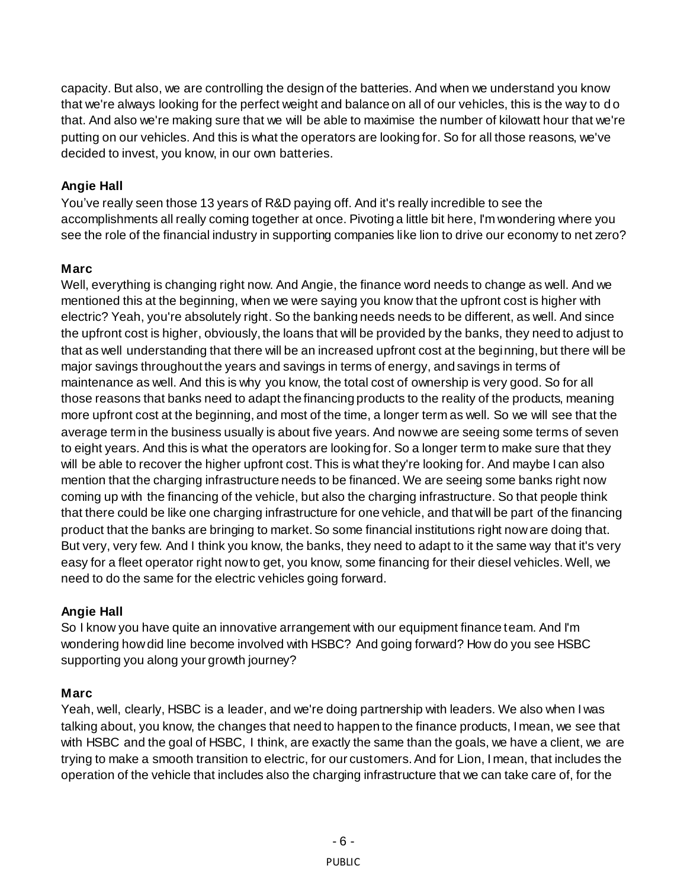capacity. But also, we are controlling the design of the batteries. And when we understand you know that we're always looking for the perfect weight and balance on all of our vehicles, this is the way to d o that. And also we're making sure that we will be able to maximise the number of kilowatt hour that we're putting on our vehicles. And this is what the operators are looking for. So for all those reasons, we've decided to invest, you know, in our own batteries.

**Angie Hall**
You've really seen those 13 years of R&D paying off. And it's really incredible to see the accomplishments all really coming together at once. Pivoting a little bit here, I'm wondering where you see the role of the financial industry in supporting companies like lion to drive our economy to net zero?

**Marc**
Well, everything is changing right now. And Angie, the finance word needs to change as well. And we mentioned this at the beginning, when we were saying you know that the upfront cost is higher with electric? Yeah, you're absolutely right. So the banking needs needs to be different, as well. And since the upfront cost is higher, obviously, the loans that will be provided by the banks, they need to adjust to that as well understanding that there will be an increased upfront cost at the beginning, but there will be major savings throughout the years and savings in terms of energy, and savings in terms of maintenance as well. And this is why you know, the total cost of ownership is very good. So for all those reasons that banks need to adapt the financing products to the reality of the products, meaning more upfront cost at the beginning, and most of the time, a longer term as well. So we will see that the average term in the business usually is about five years. And now we are seeing some terms of seven to eight years. And this is what the operators are looking for. So a longer term to make sure that they will be able to recover the higher upfront cost. This is what they're looking for. And maybe I can also mention that the charging infrastructure needs to be financed. We are seeing some banks right now coming up with the financing of the vehicle, but also the charging infrastructure. So that people think that there could be like one charging infrastructure for one vehicle, and that will be part of the financing product that the banks are bringing to market. So some financial institutions right now are doing that. But very, very few. And I think you know, the banks, they need to adapt to it the same way that it's very easy for a fleet operator right now to get, you know, some financing for their diesel vehicles. Well, we need to do the same for the electric vehicles going forward.

**Angie Hall**
So I know you have quite an innovative arrangement with our equipment finance team. And I'm wondering how did line become involved with HSBC? And going forward? How do you see HSBC supporting you along your growth journey?

**Marc**
Yeah, well, clearly, HSBC is a leader, and we're doing partnership with leaders. We also when I was talking about, you know, the changes that need to happen to the finance products, I mean, we see that with HSBC and the goal of HSBC, I think, are exactly the same than the goals, we have a client, we are trying to make a smooth transition to electric, for our customers. And for Lion, I mean, that includes the operation of the vehicle that includes also the charging infrastructure that we can take care of, for the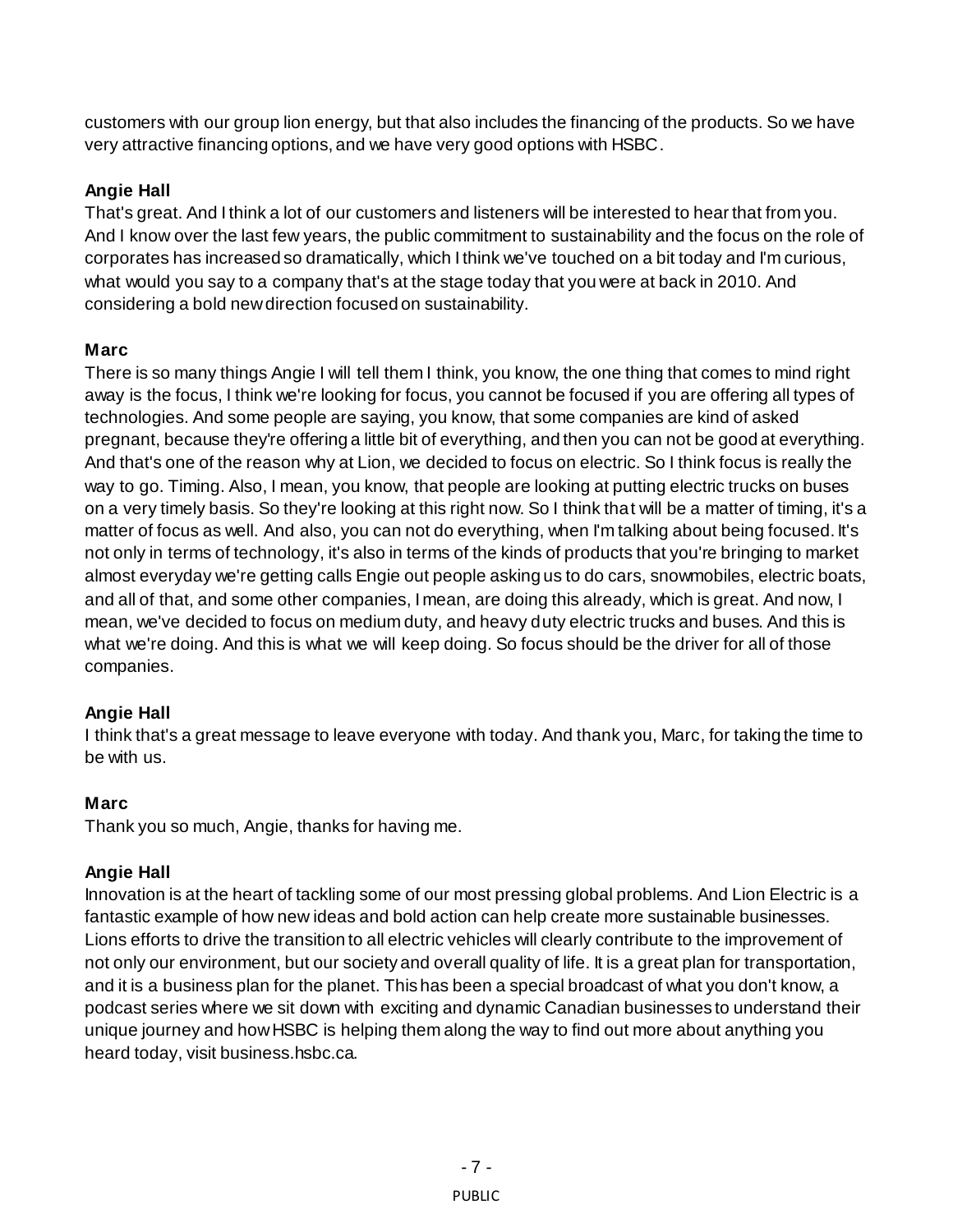customers with our group lion energy, but that also includes the financing of the products. So we have very attractive financing options, and we have very good options with HSBC.

**Angie Hall**
That's great. And I think a lot of our customers and listeners will be interested to hear that from you. And I know over the last few years, the public commitment to sustainability and the focus on the role of corporates has increased so dramatically, which I think we've touched on a bit today and I'm curious, what would you say to a company that's at the stage today that you were at back in 2010. And considering a bold new direction focused on sustainability.

**Marc**
There is so many things Angie I will tell them I think, you know, the one thing that comes to mind right away is the focus, I think we're looking for focus, you cannot be focused if you are offering all types of technologies. And some people are saying, you know, that some companies are kind of asked pregnant, because they're offering a little bit of everything, and then you can not be good at everything. And that's one of the reason why at Lion, we decided to focus on electric. So I think focus is really the way to go. Timing. Also, I mean, you know, that people are looking at putting electric trucks on buses on a very timely basis. So they're looking at this right now. So I think that will be a matter of timing, it's a matter of focus as well. And also, you can not do everything, when I'm talking about being focused. It's not only in terms of technology, it's also in terms of the kinds of products that you're bringing to market almost everyday we're getting calls Engie out people asking us to do cars, snowmobiles, electric boats, and all of that, and some other companies, I mean, are doing this already, which is great. And now, I mean, we've decided to focus on medium duty, and heavy duty electric trucks and buses. And this is what we're doing. And this is what we will keep doing. So focus should be the driver for all of those companies.

**Angie Hall**
I think that's a great message to leave everyone with today. And thank you, Marc, for taking the time to be with us.

**Marc**
Thank you so much, Angie, thanks for having me.

**Angie Hall**
Innovation is at the heart of tackling some of our most pressing global problems. And Lion Electric is a fantastic example of how new ideas and bold action can help create more sustainable businesses. Lions efforts to drive the transition to all electric vehicles will clearly contribute to the improvement of not only our environment, but our society and overall quality of life. It is a great plan for transportation, and it is a business plan for the planet. This has been a special broadcast of what you don't know, a podcast series where we sit down with exciting and dynamic Canadian businesses to understand their unique journey and how HSBC is helping them along the way to find out more about anything you heard today, visit business.hsbc.ca.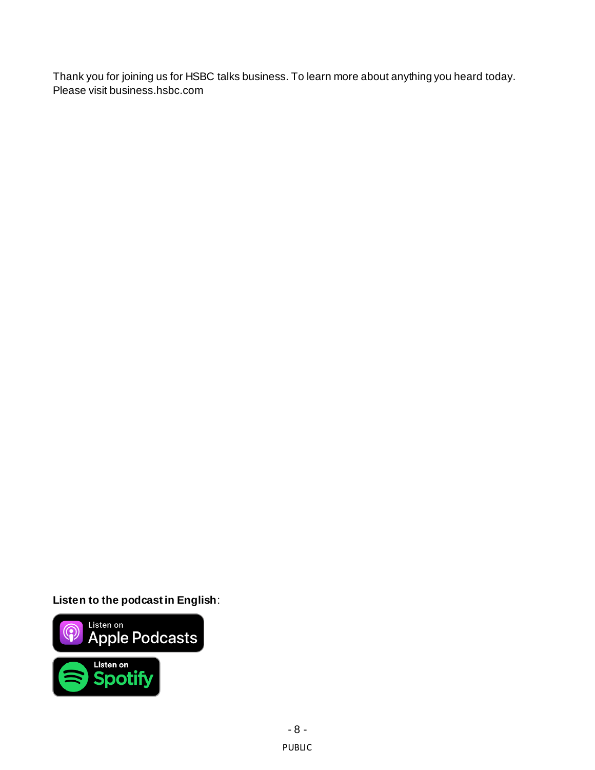Thank you for joining us for HSBC talks business. To learn more about anything you heard today. Please visit business.hsbc.com

**Listen to the podcast in English**:

Listen on Apple Podcasts

Listen on Spotify

PUBLIC